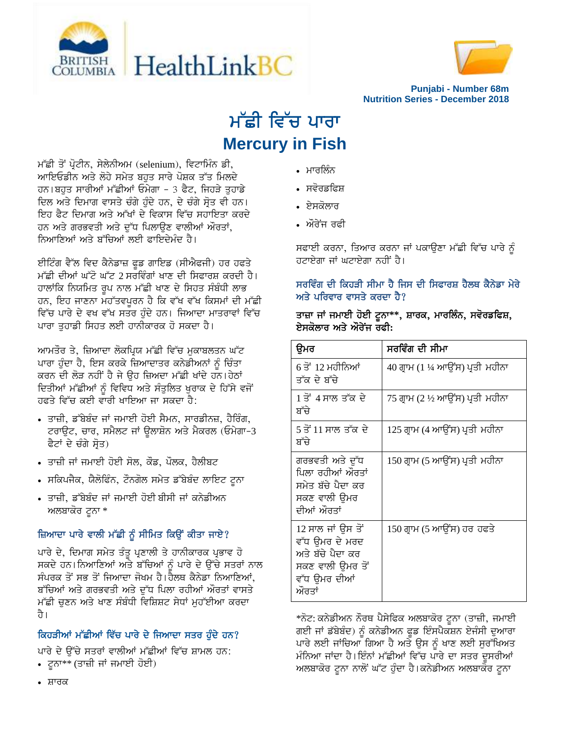Punjabi - Number 68m
Nutrition Series - December 2018

# ਮੱਛੀ ਵਿੱਚ ਪਾਰਾ
# Mercury in Fish

ਮੱਛੀ ਤੋਂ ਪ੍ਰੋਟੀਨ, ਸੇਲੇਨੀਅਮ (selenium), ਵਿਟਾਮਿਨ ਡੀ, ਆਇਓਡੀਨ ਅਤੇ ਲੋਹੇ ਸਮੇਤ ਬਹੁਤ ਸਾਰੇ ਪੋਸ਼ਕ ਤੱਤ ਮਿਲਦੇ ਹਨ। ਬਹੁਤ ਸਾਰੀਆਂ ਮੱਛੀਆਂ ਓਮੇਗਾ - 3 ਫੈਟ, ਜਿਹੜੇ ਤੁਹਾਡੇ ਦਿਲ ਅਤੇ ਦਿਮਾਗ ਵਾਸਤੇ ਚੰਗੇ ਹੁੰਦੇ ਹਨ, ਦੇ ਚੰਗੇ ਸ੍ਰੋਤ ਵੀ ਹਨ। ਇਹ ਫੈਟ ਦਿਮਾਗ ਅਤੇ ਅੱਖਾਂ ਦੇ ਵਿਕਾਸ ਵਿੱਚ ਸਹਾਇਤਾ ਕਰਦੇ ਹਨ ਅਤੇ ਗਰਭਵਤੀ ਅਤੇ ਦੁੱਧ ਪਿਲਾਉਣ ਵਾਲੀਆਂ ਔਰਤਾਂ, ਨਿਆਣਿਆਂ ਅਤੇ ਬੱਚਿਆਂ ਲਈ ਫਾਇਦੇਮੰਦ ਹੈ।

ਈਟਿੰਗ ਵੈੱਲ ਵਿਦ ਕੈਨੇਡਾਜ਼ ਫੂਡ ਗਾਇਡ (ਸੀਐਫਜੀ) ਹਰ ਹਫਤੇ ਮੱਛੀ ਦੀਆਂ ਘੱਟੋ ਘੱਟ 2 ਸਰਵਿੰਗਾਂ ਖਾਣ ਦੀ ਸਿਫਾਰਸ਼ ਕਰਦੀ ਹੈ। ਹਾਲਾਂਕਿ ਨਿਯਮਿਤ ਰੂਪ ਨਾਲ ਮੱਛੀ ਖਾਣ ਦੇ ਸਿਹਤ ਸੰਬੰਧੀ ਲਾਭ ਹਨ, ਇਹ ਜਾਣਨਾ ਮਹੱਤਵਪੂਰਨ ਹੈ ਕਿ ਵੱਖ ਵੱਖ ਕਿਸਮਾਂ ਦੀ ਮੱਛੀ ਵਿੱਚ ਪਾਰੇ ਦੇ ਵਖ ਵੱਖ ਸਤਰ ਹੁੰਦੇ ਹਨ। ਜ਼ਿਆਦਾ ਮਾਤਰਾਵਾਂ ਵਿੱਚ ਪਾਰਾ ਤੁਹਾਡੀ ਸਿਹਤ ਲਈ ਹਾਨੀਕਾਰਕ ਹੋ ਸਕਦਾ ਹੈ।

ਆਮਤੌਰ ਤੇ, ਜ਼ਿਆਦਾ ਲੋਕਪ੍ਰਿਯ ਮੱਛੀ ਵਿੱਚ ਮੁਕਾਬਲਤਨ ਘੱਟ ਪਾਰਾ ਹੁੰਦਾ ਹੈ, ਇਸ ਕਰਕੇ ਜ਼ਿਆਦਾਤਰ ਕਨੇਡੀਅਨਾਂ ਨੂੰ ਚਿੰਤਾ ਕਰਨ ਦੀ ਲੋੜ ਨਹੀਂ ਹੈ ਜੇ ਉਹ ਜ਼ਿਆਦਾ ਮੱਛੀ ਖਾਂਦੇ ਹਨ। ਹੇਠਾਂ ਦਿਤੀਆਂ ਮੱਛੀਆਂ ਨੂੰ ਵਿਵਿਧ ਅਤੇ ਸੰਤੁਲਿਤ ਖੁਰਾਕ ਦੇ ਹਿੱਸੇ ਵਜੋਂ ਹਫਤੇ ਵਿੱਚ ਕਈ ਵਾਰੀ ਖਾਇਆ ਜਾ ਸਕਦਾ ਹੈ:

- ਤਾਜ਼ੀ, ਡੱਬੇਬੰਦ ਜਾਂ ਜਮਾਈ ਹੋਈ ਸੈਮਨ, ਸਾਰਡੀਨਜ਼, ਹੈਰਿੰਗ, ਟਰਾਉਟ, ਚਾਰ, ਸਮੈਲਟ ਜਾਂ ਊਲਾਸ਼ੋਨ ਅਤੇ ਮੈਕਰਲ (ਓਮੇਗਾ-3 ਫੈਟਾਂ ਦੇ ਚੰਗੇ ਸ੍ਰੋਤ)
- ਤਾਜ਼ੀ ਜਾਂ ਜਮਾਈ ਹੋਈ ਸੋਲ, ਕੌਡ, ਪੋਲਕ, ਹੈਲੀਬਟ
- ਸਕਿਪਜੈਕ, ਯੈਲੋਫਿੰਨ, ਟੋਂਨਗੋਲ ਸਮੇਤ ਡੱਬੇਬੰਦ ਲਾਇਟ ਟੂਨਾ
- ਤਾਜ਼ੀ, ਡੱਬੇਬੰਦ ਜਾਂ ਜਮਾਈ ਹੋਈ ਬੀਸੀ ਜਾਂ ਕਨੇਡੀਅਨ ਅਲਬਾਕੋਰ ਟੂਨਾ *

## ਜ਼ਿਆਦਾ ਪਾਰੇ ਵਾਲੀ ਮੱਛੀ ਨੂੰ ਸੀਮਿਤ ਕਿਉਂ ਕੀਤਾ ਜਾਏ?

ਪਾਰੇ ਦੇ, ਦਿਮਾਗ ਸਮੇਤ ਤੰਤੂ ਪ੍ਰਣਾਲੀ ਤੇ ਹਾਨੀਕਾਰਕ ਪ੍ਰਭਾਵ ਹੋ ਸਕਦੇ ਹਨ। ਨਿਆਣਿਆਂ ਅਤੇ ਬੱਚਿਆਂ ਨੂੰ ਪਾਰੇ ਦੇ ਉੱਚੇ ਸਤਰਾਂ ਨਾਲ ਸੰਪਰਕ ਤੋਂ ਸਭ ਤੋਂ ਜ਼ਿਆਦਾ ਜੋਖਮ ਹੈ। ਹੈਲਥ ਕੈਨੇਡਾ ਨਿਆਣਿਆਂ, ਬੱਚਿਆਂ ਅਤੇ ਗਰਭਵਤੀ ਅਤੇ ਦੁੱਧ ਪਿਲਾ ਰਹੀਆਂ ਔਰਤਾਂ ਵਾਸਤੇ ਮੱਛੀ ਚੁਣਨ ਅਤੇ ਖਾਣ ਸੰਬੰਧੀ ਵਿਸ਼ਿਸ਼ਟ ਸੇਧਾਂ ਮੁਹੱਈਆ ਕਰਦਾ ਹੈ।

## ਕਿਹੜੀਆਂ ਮੱਛੀਆਂ ਵਿੱਚ ਪਾਰੇ ਦੇ ਜ਼ਿਆਦਾ ਸਤਰ ਹੁੰਦੇ ਹਨ?

ਪਾਰੇ ਦੇ ਉੱਚੇ ਸਤਰਾਂ ਵਾਲੀਆਂ ਮੱਛੀਆਂ ਵਿੱਚ ਸ਼ਾਮਲ ਹਨ:

- ਟੂਨਾ** (ਤਾਜ਼ੀ ਜਾਂ ਜਮਾਈ ਹੋਈ)
- ਸ਼ਾਰਕ
- ਮਾਰਲਿੰਨ
- ਸਵੋਰਡਫਿਸ਼
- ਏਸਕੋਲਾਰ
- ਔਰੇਂਜ ਰਫੀ

ਸਫਾਈ ਕਰਨਾ, ਤਿਆਰ ਕਰਨਾ ਜਾਂ ਪਕਾਉਣਾ ਮੱਛੀ ਵਿੱਚ ਪਾਰੇ ਨੂੰ ਹਟਾਏਗਾ ਜਾਂ ਘਟਾਏਗਾ ਨਹੀਂ ਹੈ।

## ਸਰਵਿੰਗ ਦੀ ਕਿਹੜੀ ਸੀਮਾ ਹੈ ਜਿਸ ਦੀ ਸਿਫਾਰਸ਼ ਹੈਲਥ ਕੈਨੇਡਾ ਮੇਰੇ ਅਤੇ ਪਰਿਵਾਰ ਵਾਸਤੇ ਕਰਦਾ ਹੈ?

**ਤਾਜ਼ਾ ਜਾਂ ਜਮਾਈ ਹੋਈ ਟੂਨਾ**, ਸ਼ਾਰਕ, ਮਾਰਲਿੰਨ, ਸਵੋਰਡਫਿਸ਼, ਏਸਕੋਲਾਰ ਅਤੇ ਔਰੇਂਜ ਰਫੀ:**

| ਉਮਰ | ਸਰਵਿੰਗ ਦੀ ਸੀਮਾ |
|---|---|
| 6 ਤੋਂ 12 ਮਹੀਨਿਆਂ ਤੱਕ ਦੇ ਬੱਚੇ | 40 ਗ੍ਰਾਮ (1 ¼ ਆਉਂਸ) ਪ੍ਰਤੀ ਮਹੀਨਾ |
| 1 ਤੋਂ 4 ਸਾਲ ਤੱਕ ਦੇ ਬੱਚੇ | 75 ਗ੍ਰਾਮ (2 ½ ਆਉਂਸ) ਪ੍ਰਤੀ ਮਹੀਨਾ |
| 5 ਤੋਂ 11 ਸਾਲ ਤੱਕ ਦੇ ਬੱਚੇ | 125 ਗ੍ਰਾਮ (4 ਆਉਂਸ) ਪ੍ਰਤੀ ਮਹੀਨਾ |
| ਗਰਭਵਤੀ ਅਤੇ ਦੁੱਧ ਪਿਲਾ ਰਹੀਆਂ ਔਰਤਾਂ ਸਮੇਤ ਬੱਚੇ ਪੈਦਾ ਕਰ ਸਕਣ ਵਾਲੀ ਉਮਰ ਦੀਆਂ ਔਰਤਾਂ | 150 ਗ੍ਰਾਮ (5 ਆਉਂਸ) ਪ੍ਰਤੀ ਮਹੀਨਾ |
| 12 ਸਾਲ ਜਾਂ ਉਸ ਤੋਂ ਵੱਧ ਉਮਰ ਦੇ ਮਰਦ ਅਤੇ ਬੱਚੇ ਪੈਦਾ ਕਰ ਸਕਣ ਵਾਲੀ ਉਮਰ ਤੋਂ ਵੱਧ ਉਮਰ ਦੀਆਂ ਔਰਤਾਂ | 150 ਗ੍ਰਾਮ (5 ਆਉਂਸ) ਹਰ ਹਫਤੇ |

*ਨੋਟ: ਕਨੇਡੀਅਨ ਨੌਰਥ ਪੈਸੇਫਿਕ ਅਲਬਾਕੋਰ ਟੂਨਾ (ਤਾਜ਼ੀ, ਜਮਾਈ ਗਈ ਜਾਂ ਡੱਬੇਬੰਦ) ਨੂੰ ਕਨੇਡੀਅਨ ਫੂਡ ਇੰਸਪੈਕਸ਼ਨ ਏਜੰਸੀ ਦੁਆਰਾ ਪਾਰੇ ਲਈ ਜਾਂਚਿਆ ਗਿਆ ਹੈ ਅਤੇ ਉਸ ਨੂੰ ਖਾਣ ਲਈ ਸੁਰੱਖਿਅਤ ਮੰਨਿਆ ਜਾਂਦਾ ਹੈ। ਇੰਨਾਂ ਮੱਛੀਆਂ ਵਿੱਚ ਪਾਰੇ ਦਾ ਸਤਰ ਦੂਸਰੀਆਂ ਅਲਬਾਕੋਰ ਟੂਨਾ ਨਾਲੋਂ ਘੱਟ ਹੁੰਦਾ ਹੈ। ਕਨੇਡੀਅਨ ਅਲਬਾਕੋਰ ਟੂਨਾ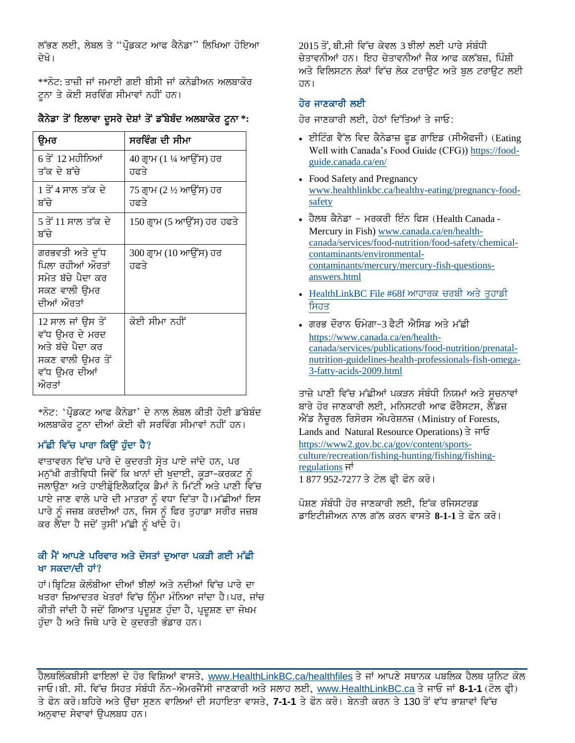ਲੱਭਣ ਲਈ, ਲੇਬਲ ਤੇ "ਪ੍ਰੋਡਕਟ ਆਫ ਕੈਨੇਡਾ" ਲਿਖਿਆ ਹੋਇਆ ਦੇਖੋ।

**ਨੋਟ: ਤਾਜ਼ੀ ਜਾਂ ਜਮਾਈ ਗਈ ਬੀਸੀ ਜਾਂ ਕਨੇਡੀਅਨ ਅਲਬਾਕੋਰ ਟੂਨਾ ਤੇ ਕੋਈ ਸਰਵਿੰਗ ਸੀਮਾਵਾਂ ਨਹੀਂ ਹਨ।

### ਕੈਨੇਡਾ ਤੋਂ ਇਲਾਵਾ ਦੂਸਰੇ ਦੇਸ਼ਾਂ ਤੋਂ ਡੱਬੇਬੰਦ ਅਲਬਾਕੋਰ ਟੂਨਾ *:

| ਉਮਰ | ਸਰਵਿੰਗ ਦੀ ਸੀਮਾ |
|---|---|
| 6 ਤੋਂ 12 ਮਹੀਨਿਆਂ ਤੱਕ ਦੇ ਬੱਚੇ | 40 ਗ੍ਰਾਮ (1 ¼ ਆਊਂਸ) ਹਰ ਹਫਤੇ |
| 1 ਤੋਂ 4 ਸਾਲ ਤੱਕ ਦੇ ਬੱਚੇ | 75 ਗ੍ਰਾਮ (2 ½ ਆਊਂਸ) ਹਰ ਹਫਤੇ |
| 5 ਤੋਂ 11 ਸਾਲ ਤੱਕ ਦੇ ਬੱਚੇ | 150 ਗ੍ਰਾਮ (5 ਆਊਂਸ) ਹਰ ਹਫਤੇ |
| ਗਰਭਵਤੀ ਅਤੇ ਦੁੱਧ ਪਿਲਾ ਰਹੀਆਂ ਔਰਤਾਂ ਸਮੇਤ ਬੱਚੇ ਪੈਦਾ ਕਰ ਸਕਣ ਵਾਲੀ ਉਮਰ ਦੀਆਂ ਔਰਤਾਂ | 300 ਗ੍ਰਾਮ (10 ਆਊਂਸ) ਹਰ ਹਫਤੇ |
| 12 ਸਾਲ ਜਾਂ ਉਸ ਤੋਂ ਵੱਧ ਉਮਰ ਦੇ ਮਰਦ ਅਤੇ ਬੱਚੇ ਪੈਦਾ ਕਰ ਸਕਣ ਵਾਲੀ ਉਮਰ ਤੋਂ ਵੱਧ ਉਮਰ ਦੀਆਂ ਔਰਤਾਂ | ਕੋਈ ਸੀਮਾ ਨਹੀਂ |

*ਨੋਟ: 'ਪ੍ਰੋਡਕਟ ਆਫ ਕੈਨੇਡਾ' ਦੇ ਨਾਲ ਲੇਬਲ ਕੀਤੀ ਹੋਈ ਡੱਬੇਬੰਦ ਅਲਬਾਕੋਰ ਟੂਨਾ ਦੀਆਂ ਕੋਈ ਵੀ ਸਰਵਿੰਗ ਸੀਮਾਵਾਂ ਨਹੀਂ ਹਨ।

## ਮੱਛੀ ਵਿੱਚ ਪਾਰਾ ਕਿਉਂ ਹੁੰਦਾ ਹੈ?

ਵਾਤਾਵਰਨ ਵਿੱਚ ਪਾਰੇ ਦੇ ਕੁਦਰਤੀ ਸ੍ਰੋਤ ਪਾਏ ਜਾਂਦੇ ਹਨ, ਪਰ ਮਨੁੱਖੀ ਗਤੀਵਿਧੀ ਜਿਵੇਂ ਕਿ ਖਾਨਾਂ ਦੀ ਖੁਦਾਈ, ਕੂੜਾ-ਕਰਕਟ ਨੂੰ ਜਲਾਉਣਾ ਅਤੇ ਹਾਈਡ੍ਰੋਇਲੈਕਟ੍ਰਿਕ ਡੈਮਾਂ ਨੇ ਮਿੱਟੀ ਅਤੇ ਪਾਣੀ ਵਿੱਚ ਪਾਏ ਜਾਣ ਵਾਲੇ ਪਾਰੇ ਦੀ ਮਾਤਰਾ ਨੂੰ ਵਧਾ ਦਿੱਤਾ ਹੈ।ਮੱਛੀਆਂ ਇਸ ਪਾਰੇ ਨੂੰ ਜਜ਼ਬ ਕਰਦੀਆਂ ਹਨ, ਜਿਸ ਨੂੰ ਫਿਰ ਤੁਹਾਡਾ ਸਰੀਰ ਜਜ਼ਬ ਕਰ ਲੈਂਦਾ ਹੈ ਜਦੋਂ ਤੁਸੀਂ ਮੱਛੀ ਨੂੰ ਖਾਂਦੇ ਹੋ।

## ਕੀ ਮੈਂ ਆਪਣੇ ਪਰਿਵਾਰ ਅਤੇ ਦੋਸਤਾਂ ਦੁਆਰਾ ਪਕੜੀ ਗਈ ਮੱਛੀ ਖਾ ਸਕਦਾ/ਦੀ ਹਾਂ?

ਹਾਂ।ਬ੍ਰਿਟਿਸ਼ ਕੋਲੰਬੀਆ ਦੀਆਂ ਝੀਲਾਂ ਅਤੇ ਨਦੀਆਂ ਵਿੱਚ ਪਾਰੇ ਦਾ ਖਤਰਾ ਜ਼ਿਆਦਾਤਰ ਖੇਤਰਾਂ ਵਿੱਚ ਨਿੰਮਾ ਮੰਨਿਆ ਜਾਂਦਾ ਹੈ।ਪਰ, ਜਾਂਚ ਕੀਤੀ ਜਾਂਦੀ ਹੈ ਜਦੋਂ ਗਿਆਤ ਪ੍ਰਦੂਸ਼ਣ ਹੁੰਦਾ ਹੈ, ਪ੍ਰਦੂਸ਼ਣ ਦਾ ਜੋਖਮ ਹੁੰਦਾ ਹੈ ਅਤੇ ਜਿਥੇ ਪਾਰੇ ਦੇ ਕੁਦਰਤੀ ਭੰਡਾਰ ਹਨ।

2015 ਤੋਂ, ਬੀ.ਸੀ ਵਿੱਚ ਕੇਵਲ 3 ਝੀਲਾਂ ਲਈ ਪਾਰੇ ਸੰਬੰਧੀ ਚੇਤਾਵਨੀਆਂ ਹਨ। ਇਹ ਚੇਤਾਵਨੀਆਂ ਜੈਕ ਆਫ ਕਲੱਬਜ਼, ਪਿੰਸ਼ੀ ਅਤੇ ਵਿਲਿਸਟਨ ਲੇਕਾਂ ਵਿੱਚ ਲੇਕ ਟਰਾਉਟ ਅਤੇ ਬੁਲ ਟਰਾਉਟ ਲਈ ਹਨ।

## ਹੋਰ ਜਾਣਕਾਰੀ ਲਈ

ਹੋਰ ਜਾਣਕਾਰੀ ਲਈ, ਹੇਠਾਂ ਦਿੱਤਿਆਂ ਤੇ ਜਾਓ:

- ਈਟਿੰਗ ਵੈੱਲ ਵਿਦ ਕੈਨੇਡਾਜ਼ ਫੂਡ ਗਾਇਡ (ਸੀਐਫਜੀ) (Eating Well with Canada's Food Guide (CFG)) https://food-guide.canada.ca/en/
- Food Safety and Pregnancy www.healthlinkbc.ca/healthy-eating/pregnancy-food-safety
- ਹੈਲਥ ਕੈਨੇਡਾ – ਮਰਕਰੀ ਇੰਨ ਫਿਸ਼ (Health Canada - Mercury in Fish) www.canada.ca/en/health-canada/services/food-nutrition/food-safety/chemical-contaminants/environmental-contaminants/mercury/mercury-fish-questions-answers.html
- HealthLinkBC File #68f ਆਹਾਰਕ ਚਰਬੀ ਅਤੇ ਤੁਹਾਡੀ ਸਿਹਤ
- ਗਰਭ ਦੌਰਾਨ ਓਮੇਗਾ-3 ਫੈਟੀ ਐਸਿਡ ਅਤੇ ਮੱਛੀ https://www.canada.ca/en/health-canada/services/publications/food-nutrition/prenatal-nutrition-guidelines-health-professionals-fish-omega-3-fatty-acids-2009.html

ਤਾਜ਼ੇ ਪਾਣੀ ਵਿੱਚ ਮੱਛੀਆਂ ਪਕੜਨ ਸੰਬੰਧੀ ਨਿਯਮਾਂ ਅਤੇ ਸੂਚਨਾਵਾਂ ਬਾਰੇ ਹੋਰ ਜਾਣਕਾਰੀ ਲਈ, ਮਨਿਸਟਰੀ ਆਫ ਫੌਰੈਸਟਸ, ਲੈਂਡਜ਼ ਐਂਡ ਨੈਚੂਰਲ ਰਿਸੋਰਸ ਔਪਰੇਸ਼ਨਜ਼ (Ministry of Forests, Lands and Natural Resource Operations) ਤੇ ਜਾਓ https://www2.gov.bc.ca/gov/content/sports-culture/recreation/fishing-hunting/fishing/fishing-regulations ਜਾਂ 1 877 952-7277 ਤੇ ਟੋਲ ਫ੍ਰੀ ਫੋਨ ਕਰੋ।

ਪੋਸ਼ਣ ਸੰਬੰਧੀ ਹੋਰ ਜਾਣਕਾਰੀ ਲਈ, ਇੱਕ ਰਜਿਸਟਰਡ ਡਾਇਟੀਸ਼ੀਅਨ ਨਾਲ ਗੱਲ ਕਰਨ ਵਾਸਤੇ **8-1-1** ਤੇ ਫੋਨ ਕਰੋ।

ਹੈਲਥਲਿੰਕਬੀਸੀ ਫਾਇਲਾਂ ਦੇ ਹੋਰ ਵਿਸ਼ਿਆਂ ਵਾਸਤੇ, www.HealthLinkBC.ca/healthfiles ਤੇ ਜਾਂ ਆਪਣੇ ਸਥਾਨਕ ਪਬਲਿਕ ਹੈਲਥ ਯੂਨਿਟ ਕੋਲ ਜਾਓ।ਬੀ. ਸੀ. ਵਿੱਚ ਸਿਹਤ ਸੰਬੰਧੀ ਨੌਨ-ਐਮਰਜੈਂਸੀ ਜਾਣਕਾਰੀ ਅਤੇ ਸਲਾਹ ਲਈ, www.HealthLinkBC.ca ਤੇ ਜਾਓ ਜਾਂ **8-1-1** (ਟੋਲ ਫ੍ਰੀ) ਤੇ ਫੋਨ ਕਰੋ।ਬਹਿਰੇ ਅਤੇ ਉੱਚਾ ਸੁਣਨ ਵਾਲਿਆਂ ਦੀ ਸਹਾਇਤਾ ਵਾਸਤੇ, **7-1-1** ਤੇ ਫੋਨ ਕਰੋ। ਬੇਨਤੀ ਕਰਨ ਤੇ 130 ਤੋਂ ਵੱਧ ਭਾਸ਼ਾਵਾਂ ਵਿੱਚ ਅਨੁਵਾਦ ਸੇਵਾਵਾਂ ਉਪਲਬਧ ਹਨ।